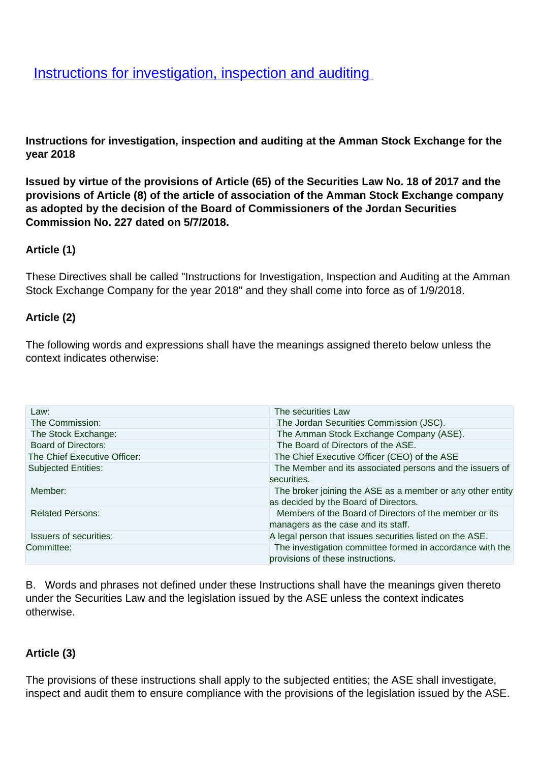# Instructions for investigation, inspection and auditing

**Instructions for investigation, inspection and auditing at the Amman Stock Exchange for the year 2018**

**Issued by virtue of the provisions of Article (65) of the Securities Law No. 18 of 2017 and the provisions of Article (8) of the article of association of the Amman Stock Exchange company as adopted by the decision of the Board of Commissioners of the Jordan Securities Commission No. 227 dated on 5/7/2018.**

**Article (1)**

These Directives shall be called "Instructions for Investigation, Inspection and Auditing at the Amman Stock Exchange Company for the year 2018" and they shall come into force as of 1/9/2018.

**Article (2)**

The following words and expressions shall have the meanings assigned thereto below unless the context indicates otherwise:

| | |
|---|---|
| Law: | The securities Law |
| The Commission: | The Jordan Securities Commission (JSC). |
| The Stock Exchange: | The Amman Stock Exchange Company (ASE). |
| Board of Directors: | The Board of Directors of the ASE. |
| The Chief Executive Officer: | The Chief Executive Officer (CEO) of the ASE |
| Subjected Entities: | The Member and its associated persons and the issuers of securities. |
| Member: | The broker joining the ASE as a member or any other entity as decided by the Board of Directors. |
| Related Persons: | Members of the Board of Directors of the member or its managers as the case and its staff. |
| Issuers of securities: | A legal person that issues securities listed on the ASE. |
| Committee: | The investigation committee formed in accordance with the provisions of these instructions. |

B. Words and phrases not defined under these Instructions shall have the meanings given thereto under the Securities Law and the legislation issued by the ASE unless the context indicates otherwise.

**Article (3)**

The provisions of these instructions shall apply to the subjected entities; the ASE shall investigate, inspect and audit them to ensure compliance with the provisions of the legislation issued by the ASE.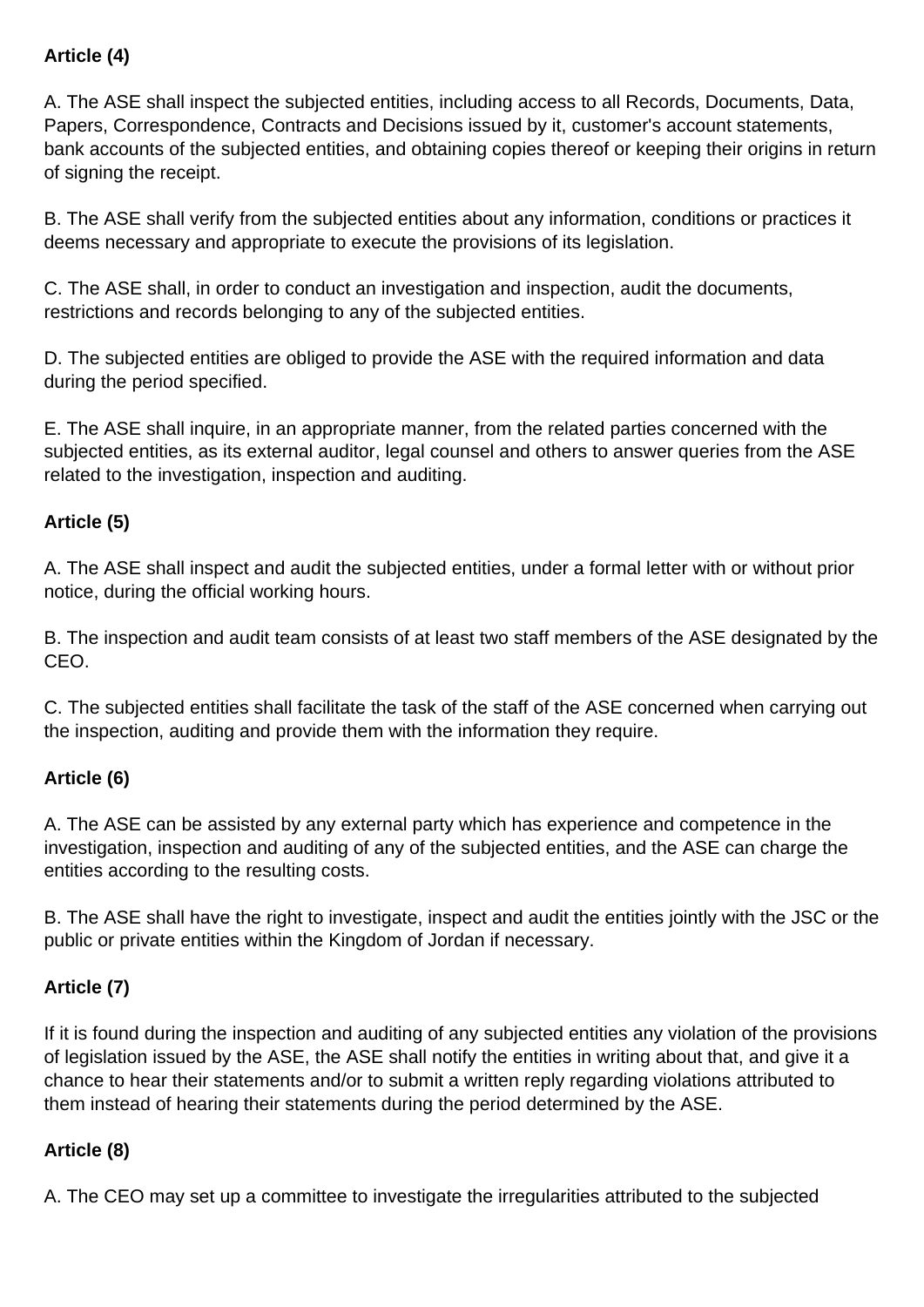**Article (4)**

A. The ASE shall inspect the subjected entities, including access to all Records, Documents, Data, Papers, Correspondence, Contracts and Decisions issued by it, customer's account statements, bank accounts of the subjected entities, and obtaining copies thereof or keeping their origins in return of signing the receipt.

B. The ASE shall verify from the subjected entities about any information, conditions or practices it deems necessary and appropriate to execute the provisions of its legislation.

C. The ASE shall, in order to conduct an investigation and inspection, audit the documents, restrictions and records belonging to any of the subjected entities.

D. The subjected entities are obliged to provide the ASE with the required information and data during the period specified.

E. The ASE shall inquire, in an appropriate manner, from the related parties concerned with the subjected entities, as its external auditor, legal counsel and others to answer queries from the ASE related to the investigation, inspection and auditing.

**Article (5)**

A. The ASE shall inspect and audit the subjected entities, under a formal letter with or without prior notice, during the official working hours.

B. The inspection and audit team consists of at least two staff members of the ASE designated by the CEO.

C. The subjected entities shall facilitate the task of the staff of the ASE concerned when carrying out the inspection, auditing and provide them with the information they require.

**Article (6)**

A. The ASE can be assisted by any external party which has experience and competence in the investigation, inspection and auditing of any of the subjected entities, and the ASE can charge the entities according to the resulting costs.

B. The ASE shall have the right to investigate, inspect and audit the entities jointly with the JSC or the public or private entities within the Kingdom of Jordan if necessary.

**Article (7)**

If it is found during the inspection and auditing of any subjected entities any violation of the provisions of legislation issued by the ASE, the ASE shall notify the entities in writing about that, and give it a chance to hear their statements and/or to submit a written reply regarding violations attributed to them instead of hearing their statements during the period determined by the ASE.

**Article (8)**

A. The CEO may set up a committee to investigate the irregularities attributed to the subjected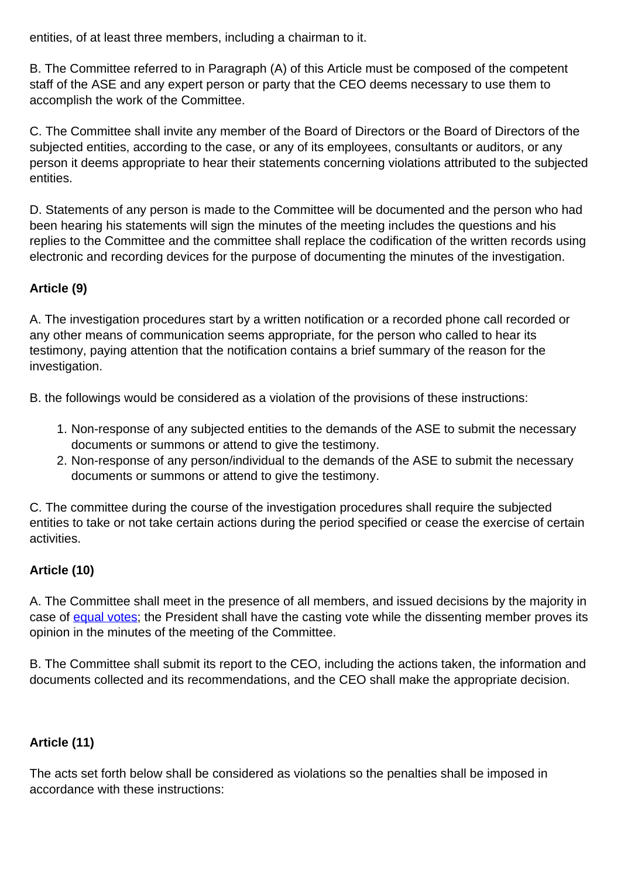entities, of at least three members, including a chairman to it.

B. The Committee referred to in Paragraph (A) of this Article must be composed of the competent staff of the ASE and any expert person or party that the CEO deems necessary to use them to accomplish the work of the Committee.

C. The Committee shall invite any member of the Board of Directors or the Board of Directors of the subjected entities, according to the case, or any of its employees, consultants or auditors, or any person it deems appropriate to hear their statements concerning violations attributed to the subjected entities.

D. Statements of any person is made to the Committee will be documented and the person who had been hearing his statements will sign the minutes of the meeting includes the questions and his replies to the Committee and the committee shall replace the codification of the written records using electronic and recording devices for the purpose of documenting the minutes of the investigation.

**Article (9)**

A. The investigation procedures start by a written notification or a recorded phone call recorded or any other means of communication seems appropriate, for the person who called to hear its testimony, paying attention that the notification contains a brief summary of the reason for the investigation.

B. the followings would be considered as a violation of the provisions of these instructions:

1. Non-response of any subjected entities to the demands of the ASE to submit the necessary documents or summons or attend to give the testimony.
2. Non-response of any person/individual to the demands of the ASE to submit the necessary documents or summons or attend to give the testimony.

C. The committee during the course of the investigation procedures shall require the subjected entities to take or not take certain actions during the period specified or cease the exercise of certain activities.

**Article (10)**

A. The Committee shall meet in the presence of all members, and issued decisions by the majority in case of equal votes; the President shall have the casting vote while the dissenting member proves its opinion in the minutes of the meeting of the Committee.

B. The Committee shall submit its report to the CEO, including the actions taken, the information and documents collected and its recommendations, and the CEO shall make the appropriate decision.

**Article (11)**

The acts set forth below shall be considered as violations so the penalties shall be imposed in accordance with these instructions: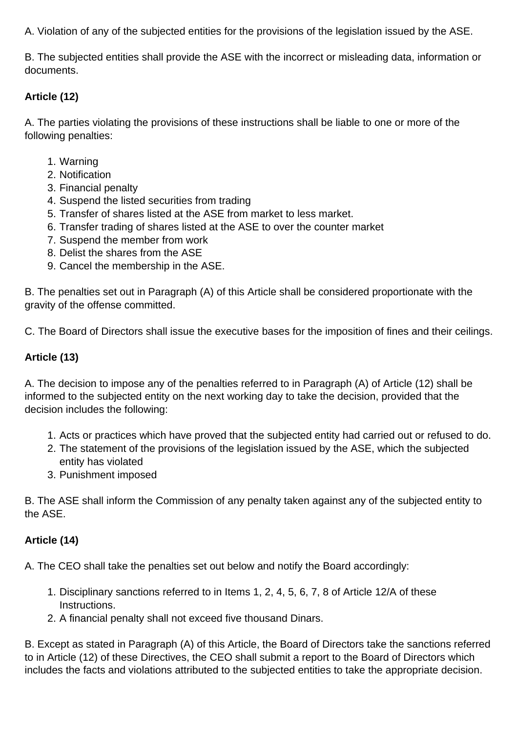A. Violation of any of the subjected entities for the provisions of the legislation issued by the ASE.

B. The subjected entities shall provide the ASE with the incorrect or misleading data, information or documents.

**Article (12)**

A. The parties violating the provisions of these instructions shall be liable to one or more of the following penalties:

1. Warning
2. Notification
3. Financial penalty
4. Suspend the listed securities from trading
5. Transfer of shares listed at the ASE from market to less market.
6. Transfer trading of shares listed at the ASE to over the counter market
7. Suspend the member from work
8. Delist the shares from the ASE
9. Cancel the membership in the ASE.

B. The penalties set out in Paragraph (A) of this Article shall be considered proportionate with the gravity of the offense committed.

C. The Board of Directors shall issue the executive bases for the imposition of fines and their ceilings.

**Article (13)**

A. The decision to impose any of the penalties referred to in Paragraph (A) of Article (12) shall be informed to the subjected entity on the next working day to take the decision, provided that the decision includes the following:

1. Acts or practices which have proved that the subjected entity had carried out or refused to do.
2. The statement of the provisions of the legislation issued by the ASE, which the subjected entity has violated
3. Punishment imposed

B. The ASE shall inform the Commission of any penalty taken against any of the subjected entity to the ASE.

**Article (14)**

A. The CEO shall take the penalties set out below and notify the Board accordingly:

1. Disciplinary sanctions referred to in Items 1, 2, 4, 5, 6, 7, 8 of Article 12/A of these Instructions.
2. A financial penalty shall not exceed five thousand Dinars.

B. Except as stated in Paragraph (A) of this Article, the Board of Directors take the sanctions referred to in Article (12) of these Directives, the CEO shall submit a report to the Board of Directors which includes the facts and violations attributed to the subjected entities to take the appropriate decision.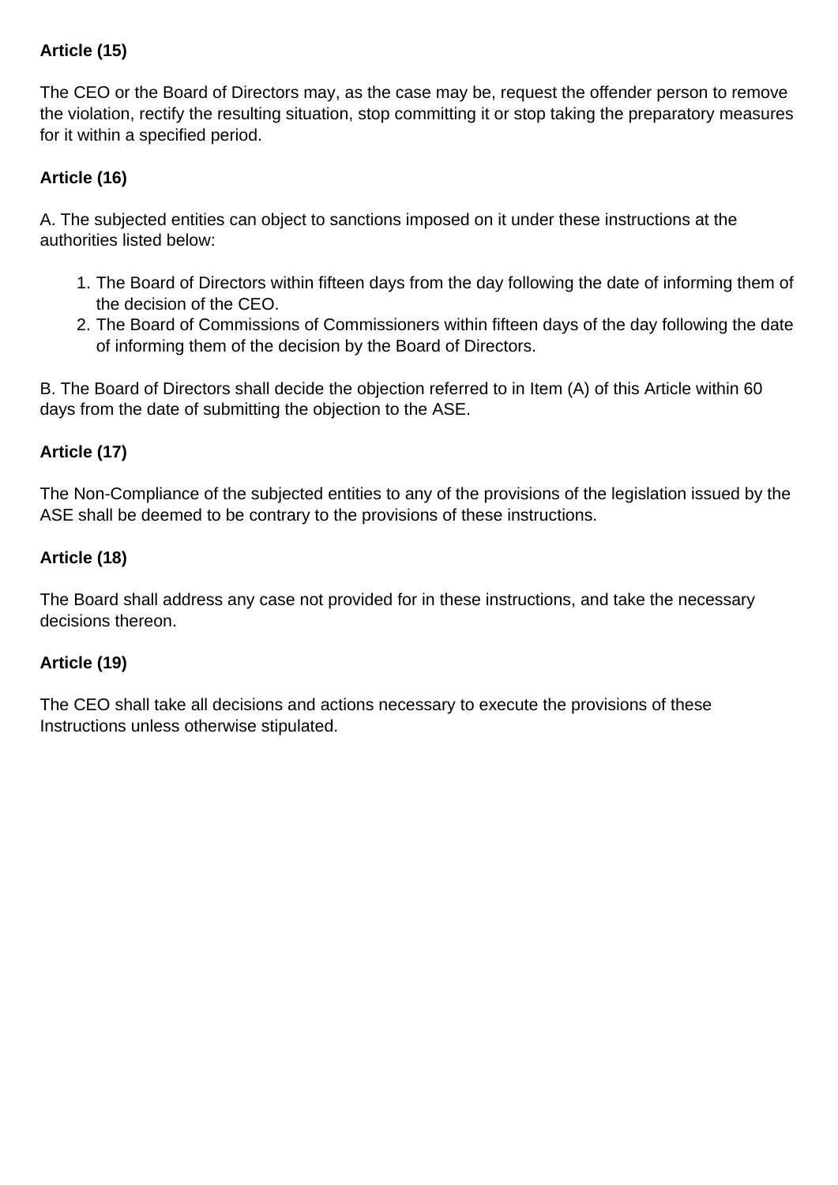**Article (15)**

The CEO or the Board of Directors may, as the case may be, request the offender person to remove the violation, rectify the resulting situation, stop committing it or stop taking the preparatory measures for it within a specified period.

**Article (16)**

A. The subjected entities can object to sanctions imposed on it under these instructions at the authorities listed below:

1. The Board of Directors within fifteen days from the day following the date of informing them of the decision of the CEO.
2. The Board of Commissions of Commissioners within fifteen days of the day following the date of informing them of the decision by the Board of Directors.

B. The Board of Directors shall decide the objection referred to in Item (A) of this Article within 60 days from the date of submitting the objection to the ASE.

**Article (17)**

The Non-Compliance of the subjected entities to any of the provisions of the legislation issued by the ASE shall be deemed to be contrary to the provisions of these instructions.

**Article (18)**

The Board shall address any case not provided for in these instructions, and take the necessary decisions thereon.

**Article (19)**

The CEO shall take all decisions and actions necessary to execute the provisions of these Instructions unless otherwise stipulated.